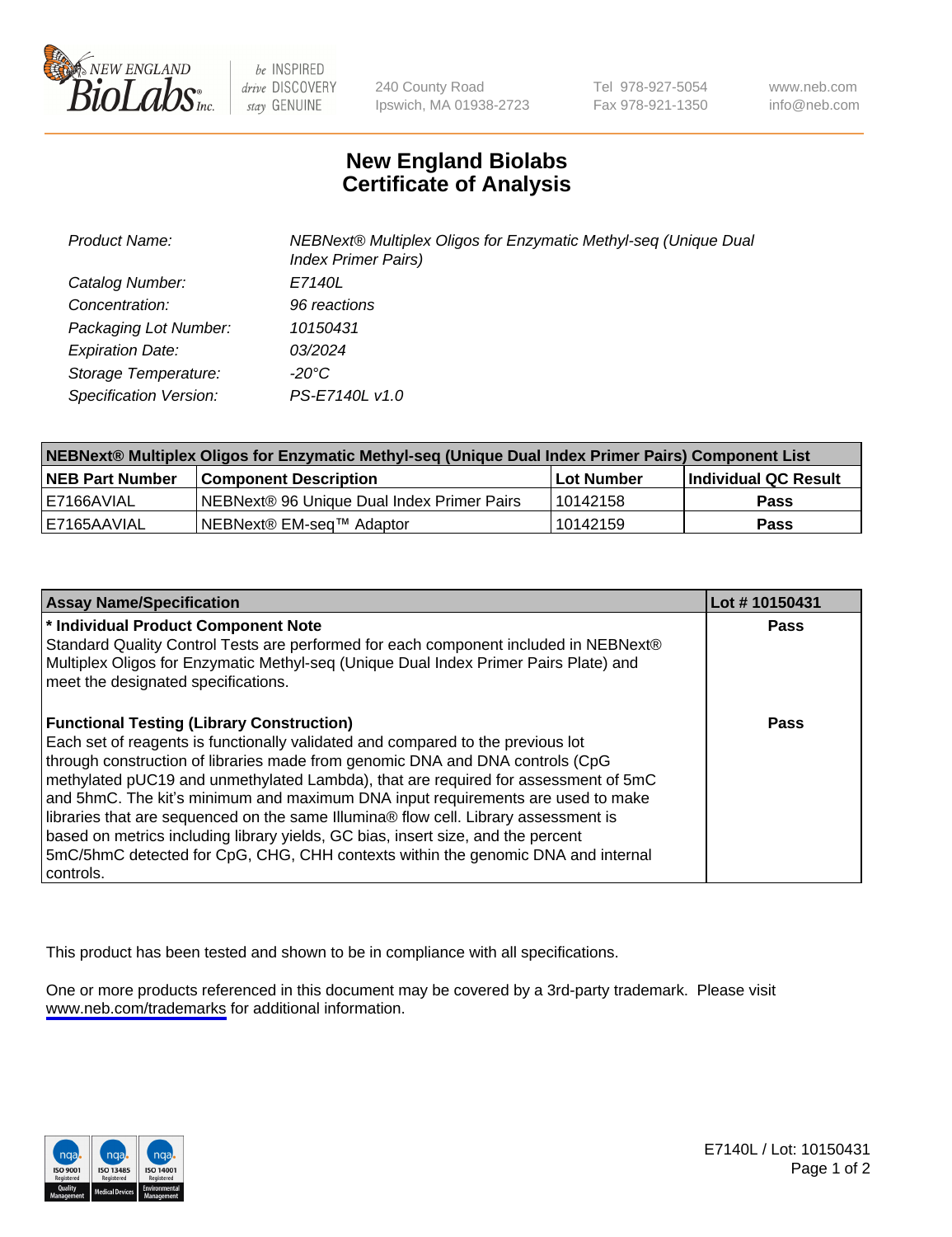New England Biolabs · 240 County Road, Ipswich, MA 01938-2723 · Tel 978-927-5054 · Fax 978-921-1350 · www.neb.com · info@neb.com

# New England Biolabs
# Certificate of Analysis

| | |
|---|---|
| *Product Name:* | *NEBNext® Multiplex Oligos for Enzymatic Methyl-seq (Unique Dual Index Primer Pairs)* |
| *Catalog Number:* | *E7140L* |
| *Concentration:* | *96 reactions* |
| *Packaging Lot Number:* | *10150431* |
| *Expiration Date:* | *03/2024* |
| *Storage Temperature:* | *-20°C* |
| *Specification Version:* | *PS-E7140L v1.0* |

**NEBNext® Multiplex Oligos for Enzymatic Methyl-seq (Unique Dual Index Primer Pairs) Component List**

| NEB Part Number | Component Description | Lot Number | Individual QC Result |
|---|---|---|---|
| E7166AVIAL | NEBNext® 96 Unique Dual Index Primer Pairs | 10142158 | Pass |
| E7165AAVIAL | NEBNext® EM-seq™ Adaptor | 10142159 | Pass |

| Assay Name/Specification | Lot # 10150431 |
|---|---|
| **\* Individual Product Component Note**<br>Standard Quality Control Tests are performed for each component included in NEBNext® Multiplex Oligos for Enzymatic Methyl-seq (Unique Dual Index Primer Pairs Plate) and meet the designated specifications. | Pass |
| **Functional Testing (Library Construction)**<br>Each set of reagents is functionally validated and compared to the previous lot through construction of libraries made from genomic DNA and DNA controls (CpG methylated pUC19 and unmethylated Lambda), that are required for assessment of 5mC and 5hmC. The kit's minimum and maximum DNA input requirements are used to make libraries that are sequenced on the same Illumina® flow cell. Library assessment is based on metrics including library yields, GC bias, insert size, and the percent 5mC/5hmC detected for CpG, CHG, CHH contexts within the genomic DNA and internal controls. | Pass |

This product has been tested and shown to be in compliance with all specifications.

One or more products referenced in this document may be covered by a 3rd-party trademark. Please visit www.neb.com/trademarks for additional information.

E7140L / Lot: 10150431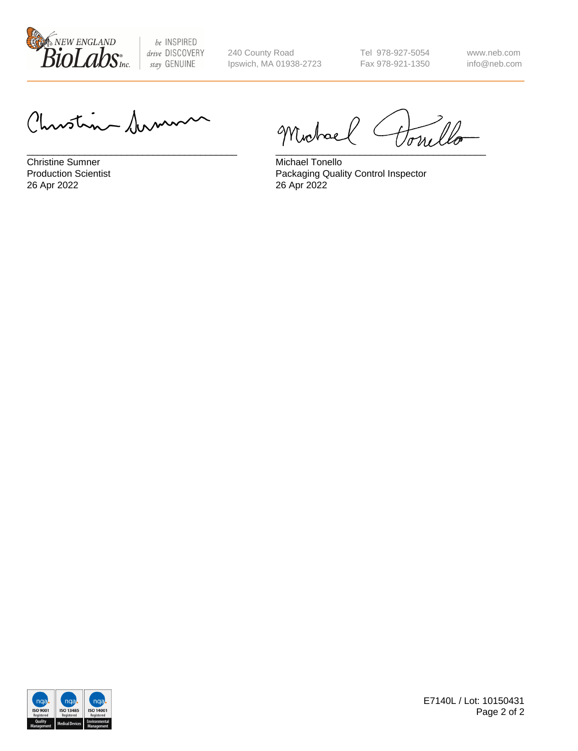Christine Sumner
Production Scientist
26 Apr 2022

Michael Tonello
Packaging Quality Control Inspector
26 Apr 2022

E7140L / Lot: 10150431